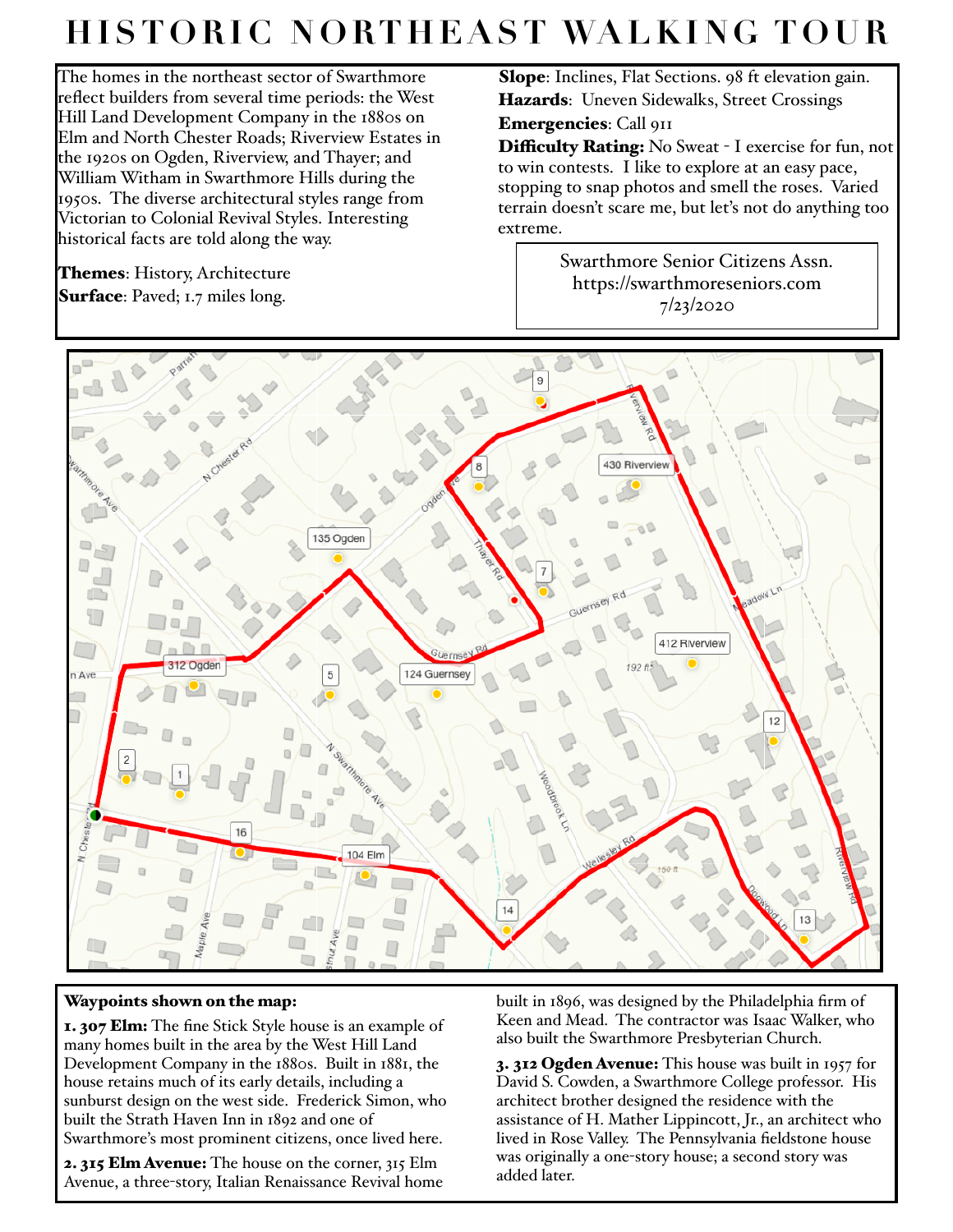# HISTORIC NORTHEAST WALKING TOUR

The homes in the northeast sector of Swarthmore reflect builders from several time periods: the West Hill Land Development Company in the 1880s on Elm and North Chester Roads; Riverview Estates in the 1920s on Ogden, Riverview, and Thayer; and William Witham in Swarthmore Hills during the 1950s. The diverse architectural styles range from Victorian to Colonial Revival Styles. Interesting historical facts are told along the way.

**Themes**: History, Architecture
**Surface**: Paved; 1.7 miles long.

**Slope**: Inclines, Flat Sections. 98 ft elevation gain.
**Hazards**: Uneven Sidewalks, Street Crossings
**Emergencies**: Call 911
**Difficulty Rating:** No Sweat - I exercise for fun, not to win contests. I like to explore at an easy pace, stopping to snap photos and smell the roses. Varied terrain doesn't scare me, but let's not do anything too extreme.

Swarthmore Senior Citizens Assn.
https://swarthmoreseniors.com
7/23/2020

**Waypoints shown on the map:**

**1. 307 Elm:** The fine Stick Style house is an example of many homes built in the area by the West Hill Land Development Company in the 1880s. Built in 1881, the house retains much of its early details, including a sunburst design on the west side. Frederick Simon, who built the Strath Haven Inn in 1892 and one of Swarthmore's most prominent citizens, once lived here.

**2. 315 Elm Avenue:** The house on the corner, 315 Elm Avenue, a three-story, Italian Renaissance Revival home built in 1896, was designed by the Philadelphia firm of Keen and Mead. The contractor was Isaac Walker, who also built the Swarthmore Presbyterian Church.

**3. 312 Ogden Avenue:** This house was built in 1957 for David S. Cowden, a Swarthmore College professor. His architect brother designed the residence with the assistance of H. Mather Lippincott, Jr., an architect who lived in Rose Valley. The Pennsylvania fieldstone house was originally a one-story house; a second story was added later.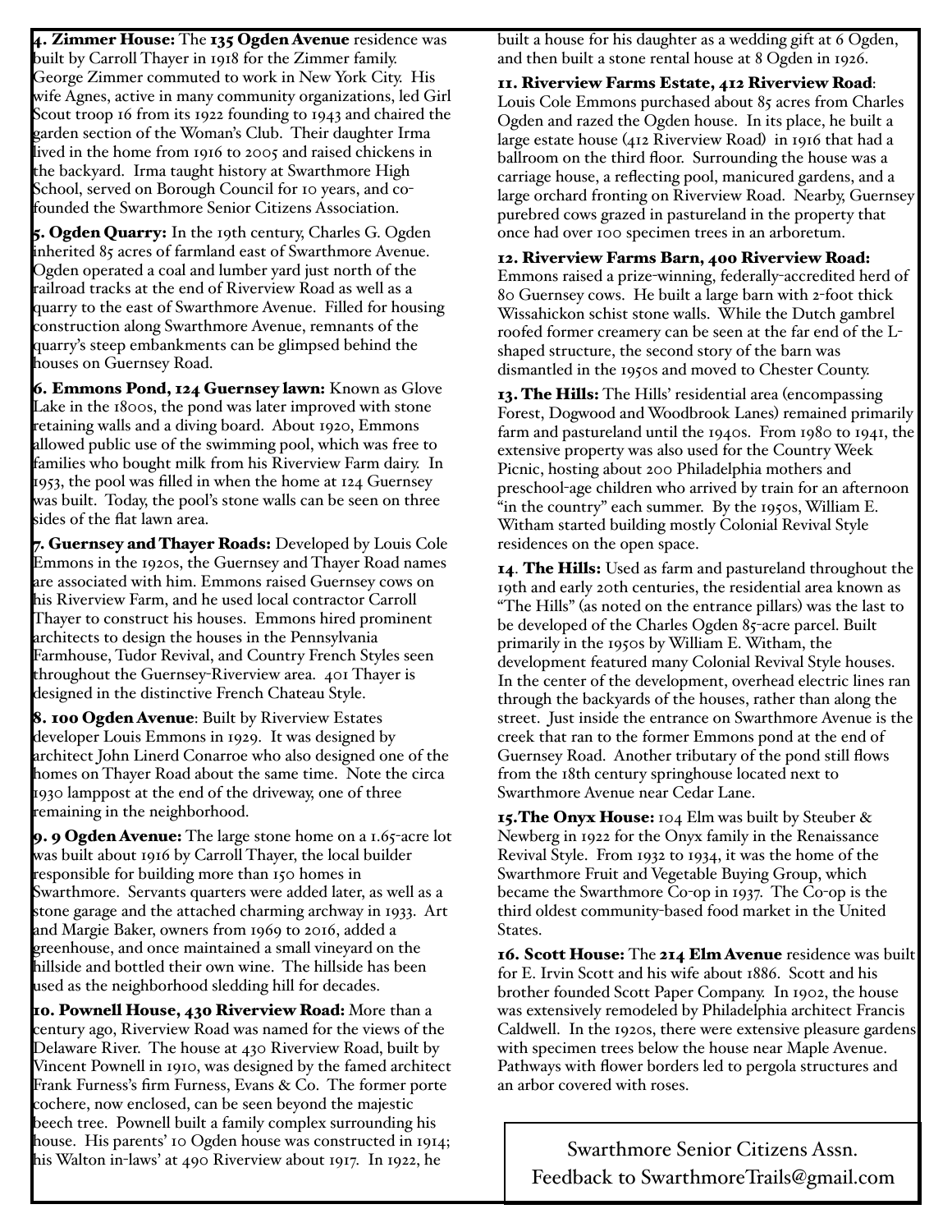**4. Zimmer House:** The **135 Ogden Avenue** residence was built by Carroll Thayer in 1918 for the Zimmer family. George Zimmer commuted to work in New York City. His wife Agnes, active in many community organizations, led Girl Scout troop 16 from its 1922 founding to 1943 and chaired the garden section of the Woman's Club. Their daughter Irma lived in the home from 1916 to 2005 and raised chickens in the backyard. Irma taught history at Swarthmore High School, served on Borough Council for 10 years, and co-founded the Swarthmore Senior Citizens Association.

**5. Ogden Quarry:** In the 19th century, Charles G. Ogden inherited 85 acres of farmland east of Swarthmore Avenue. Ogden operated a coal and lumber yard just north of the railroad tracks at the end of Riverview Road as well as a quarry to the east of Swarthmore Avenue. Filled for housing construction along Swarthmore Avenue, remnants of the quarry's steep embankments can be glimpsed behind the houses on Guernsey Road.

**6. Emmons Pond, 124 Guernsey lawn:** Known as Glove Lake in the 1800s, the pond was later improved with stone retaining walls and a diving board. About 1920, Emmons allowed public use of the swimming pool, which was free to families who bought milk from his Riverview Farm dairy. In 1953, the pool was filled in when the home at 124 Guernsey was built. Today, the pool's stone walls can be seen on three sides of the flat lawn area.

**7. Guernsey and Thayer Roads:** Developed by Louis Cole Emmons in the 1920s, the Guernsey and Thayer Road names are associated with him. Emmons raised Guernsey cows on his Riverview Farm, and he used local contractor Carroll Thayer to construct his houses. Emmons hired prominent architects to design the houses in the Pennsylvania Farmhouse, Tudor Revival, and Country French Styles seen throughout the Guernsey-Riverview area. 401 Thayer is designed in the distinctive French Chateau Style.

**8. 100 Ogden Avenue**: Built by Riverview Estates developer Louis Emmons in 1929. It was designed by architect John Linerd Conarroe who also designed one of the homes on Thayer Road about the same time. Note the circa 1930 lamppost at the end of the driveway, one of three remaining in the neighborhood.

**9. 9 Ogden Avenue:** The large stone home on a 1.65-acre lot was built about 1916 by Carroll Thayer, the local builder responsible for building more than 150 homes in Swarthmore. Servants quarters were added later, as well as a stone garage and the attached charming archway in 1933. Art and Margie Baker, owners from 1969 to 2016, added a greenhouse, and once maintained a small vineyard on the hillside and bottled their own wine. The hillside has been used as the neighborhood sledding hill for decades.

**10. Pownell House, 430 Riverview Road:** More than a century ago, Riverview Road was named for the views of the Delaware River. The house at 430 Riverview Road, built by Vincent Pownell in 1910, was designed by the famed architect Frank Furness's firm Furness, Evans & Co. The former porte cochere, now enclosed, can be seen beyond the majestic beech tree. Pownell built a family complex surrounding his house. His parents' 10 Ogden house was constructed in 1914; his Walton in-laws' at 490 Riverview about 1917. In 1922, he built a house for his daughter as a wedding gift at 6 Ogden, and then built a stone rental house at 8 Ogden in 1926.

**11. Riverview Farms Estate, 412 Riverview Road**: Louis Cole Emmons purchased about 85 acres from Charles Ogden and razed the Ogden house. In its place, he built a large estate house (412 Riverview Road) in 1916 that had a ballroom on the third floor. Surrounding the house was a carriage house, a reflecting pool, manicured gardens, and a large orchard fronting on Riverview Road. Nearby, Guernsey purebred cows grazed in pastureland in the property that once had over 100 specimen trees in an arboretum.

**12. Riverview Farms Barn, 400 Riverview Road:** Emmons raised a prize-winning, federally-accredited herd of 80 Guernsey cows. He built a large barn with 2-foot thick Wissahickon schist stone walls. While the Dutch gambrel roofed former creamery can be seen at the far end of the L-shaped structure, the second story of the barn was dismantled in the 1950s and moved to Chester County.

**13. The Hills:** The Hills' residential area (encompassing Forest, Dogwood and Woodbrook Lanes) remained primarily farm and pastureland until the 1940s. From 1980 to 1941, the extensive property was also used for the Country Week Picnic, hosting about 200 Philadelphia mothers and preschool-age children who arrived by train for an afternoon "in the country" each summer. By the 1950s, William E. Witham started building mostly Colonial Revival Style residences on the open space.

**14. The Hills:** Used as farm and pastureland throughout the 19th and early 20th centuries, the residential area known as "The Hills" (as noted on the entrance pillars) was the last to be developed of the Charles Ogden 85-acre parcel. Built primarily in the 1950s by William E. Witham, the development featured many Colonial Revival Style houses. In the center of the development, overhead electric lines ran through the backyards of the houses, rather than along the street. Just inside the entrance on Swarthmore Avenue is the creek that ran to the former Emmons pond at the end of Guernsey Road. Another tributary of the pond still flows from the 18th century springhouse located next to Swarthmore Avenue near Cedar Lane.

**15. The Onyx House:** 104 Elm was built by Steuber & Newberg in 1922 for the Onyx family in the Renaissance Revival Style. From 1932 to 1934, it was the home of the Swarthmore Fruit and Vegetable Buying Group, which became the Swarthmore Co-op in 1937. The Co-op is the third oldest community-based food market in the United States.

**16. Scott House:** The **214 Elm Avenue** residence was built for E. Irvin Scott and his wife about 1886. Scott and his brother founded Scott Paper Company. In 1902, the house was extensively remodeled by Philadelphia architect Francis Caldwell. In the 1920s, there were extensive pleasure gardens with specimen trees below the house near Maple Avenue. Pathways with flower borders led to pergola structures and an arbor covered with roses.

Swarthmore Senior Citizens Assn.
Feedback to SwarthmoreTrails@gmail.com